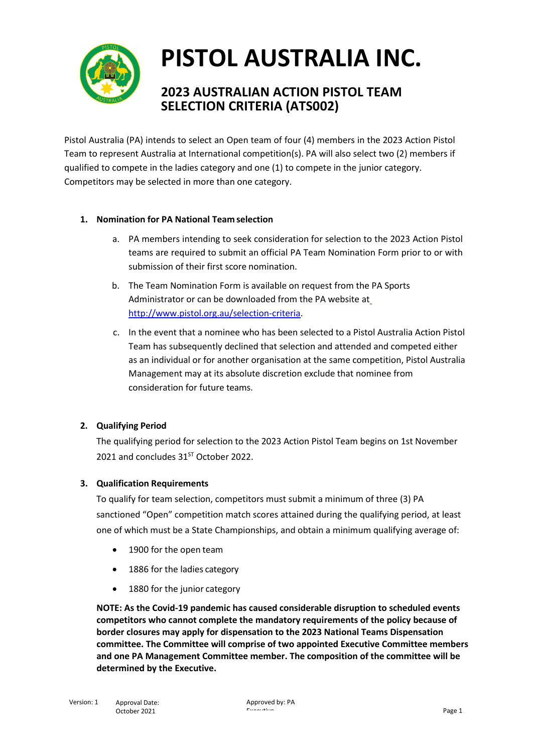# PISTOL AUSTRALIA INC.

## 2023 AUSTRALIAN ACTION PISTOL TEAM SELECTION CRITERIA (ATS002)

Pistol Australia (PA) intends to select an Open team of four (4) members in the 2023 Action Pistol Team to represent Australia at International competition(s). PA will also select two (2) members if qualified to compete in the ladies category and one (1) to compete in the junior category. Competitors may be selected in more than one category.

### 1. Nomination for PA National Team selection

a. PA members intending to seek consideration for selection to the 2023 Action Pistol teams are required to submit an official PA Team Nomination Form prior to or with submission of their first score nomination.

b. The Team Nomination Form is available on request from the PA Sports Administrator or can be downloaded from the PA website at http://www.pistol.org.au/selection-criteria.

c. In the event that a nominee who has been selected to a Pistol Australia Action Pistol Team has subsequently declined that selection and attended and competed either as an individual or for another organisation at the same competition, Pistol Australia Management may at its absolute discretion exclude that nominee from consideration for future teams.

### 2. Qualifying Period

The qualifying period for selection to the 2023 Action Pistol Team begins on 1st November 2021 and concludes 31ST October 2022.

### 3. Qualification Requirements

To qualify for team selection, competitors must submit a minimum of three (3) PA sanctioned "Open" competition match scores attained during the qualifying period, at least one of which must be a State Championships, and obtain a minimum qualifying average of:

- 1900 for the open team
- 1886 for the ladies category
- 1880 for the junior category

**NOTE: As the Covid-19 pandemic has caused considerable disruption to scheduled events competitors who cannot complete the mandatory requirements of the policy because of border closures may apply for dispensation to the 2023 National Teams Dispensation committee. The Committee will comprise of two appointed Executive Committee members and one PA Management Committee member. The composition of the committee will be determined by the Executive.**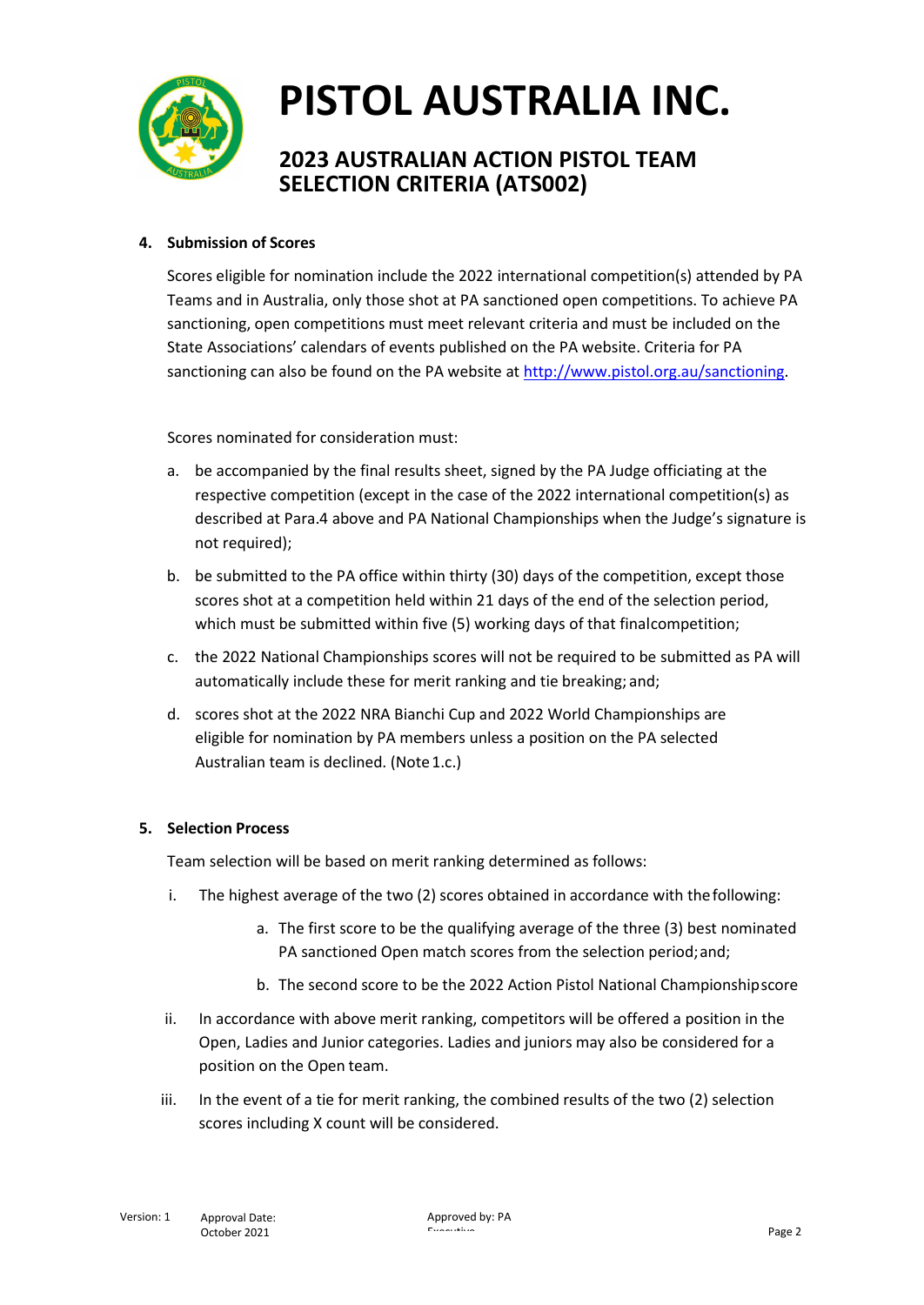### 4. Submission of Scores

Scores eligible for nomination include the 2022 international competition(s) attended by PA Teams and in Australia, only those shot at PA sanctioned open competitions. To achieve PA sanctioning, open competitions must meet relevant criteria and must be included on the State Associations' calendars of events published on the PA website. Criteria for PA sanctioning can also be found on the PA website at [http://www.pistol.org.au/sanctioning](http://www.pistol.org.au/sanctioning).

Scores nominated for consideration must:

a. be accompanied by the final results sheet, signed by the PA Judge officiating at the respective competition (except in the case of the 2022 international competition(s) as described at Para.4 above and PA National Championships when the Judge's signature is not required);

b. be submitted to the PA office within thirty (30) days of the competition, except those scores shot at a competition held within 21 days of the end of the selection period, which must be submitted within five (5) working days of that final competition;

c. the 2022 National Championships scores will not be required to be submitted as PA will automatically include these for merit ranking and tie breaking; and;

d. scores shot at the 2022 NRA Bianchi Cup and 2022 World Championships are eligible for nomination by PA members unless a position on the PA selected Australian team is declined. (Note 1.c.)

### 5. Selection Process

Team selection will be based on merit ranking determined as follows:

i. The highest average of the two (2) scores obtained in accordance with the following:

   a. The first score to be the qualifying average of the three (3) best nominated PA sanctioned Open match scores from the selection period; and;

   b. The second score to be the 2022 Action Pistol National Championship score

ii. In accordance with above merit ranking, competitors will be offered a position in the Open, Ladies and Junior categories. Ladies and juniors may also be considered for a position on the Open team.

iii. In the event of a tie for merit ranking, the combined results of the two (2) selection scores including X count will be considered.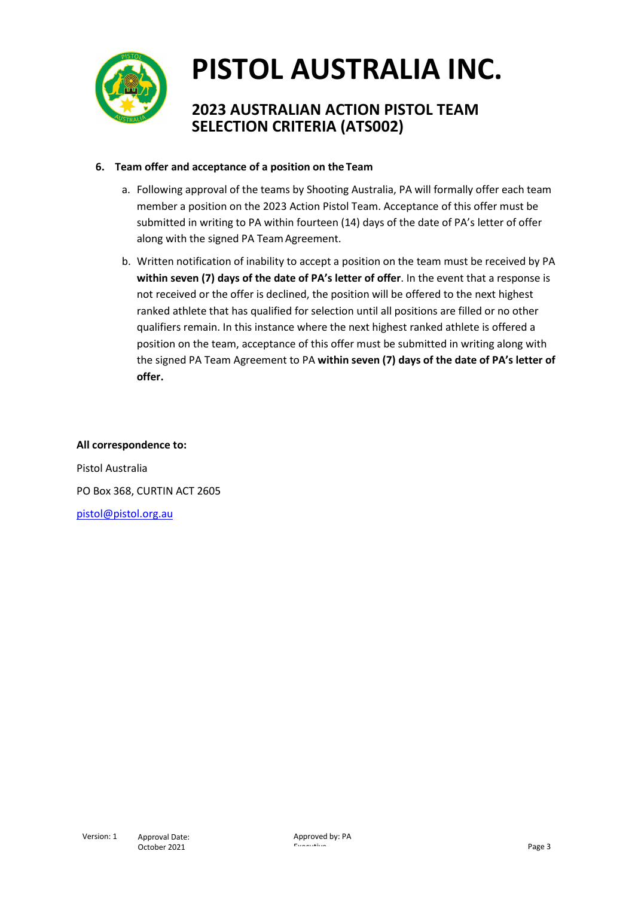6. **Team offer and acceptance of a position on the Team**

   a. Following approval of the teams by Shooting Australia, PA will formally offer each team member a position on the 2023 Action Pistol Team. Acceptance of this offer must be submitted in writing to PA within fourteen (14) days of the date of PA's letter of offer along with the signed PA Team Agreement.

   b. Written notification of inability to accept a position on the team must be received by PA **within seven (7) days of the date of PA's letter of offer**. In the event that a response is not received or the offer is declined, the position will be offered to the next highest ranked athlete that has qualified for selection until all positions are filled or no other qualifiers remain. In this instance where the next highest ranked athlete is offered a position on the team, acceptance of this offer must be submitted in writing along with the signed PA Team Agreement to PA **within seven (7) days of the date of PA's letter of offer.**

**All correspondence to:**

Pistol Australia

PO Box 368, CURTIN ACT 2605

pistol@pistol.org.au